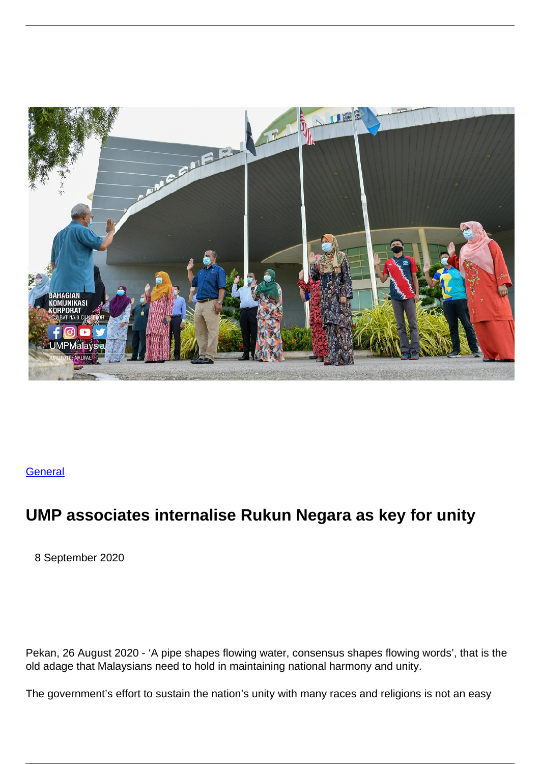General

# UMP associates internalise Rukun Negara as key for unity

8 September 2020

Pekan, 26 August 2020 - 'A pipe shapes flowing water, consensus shapes flowing words', that is the old adage that Malaysians need to hold in maintaining national harmony and unity.

The government's effort to sustain the nation's unity with many races and religions is not an easy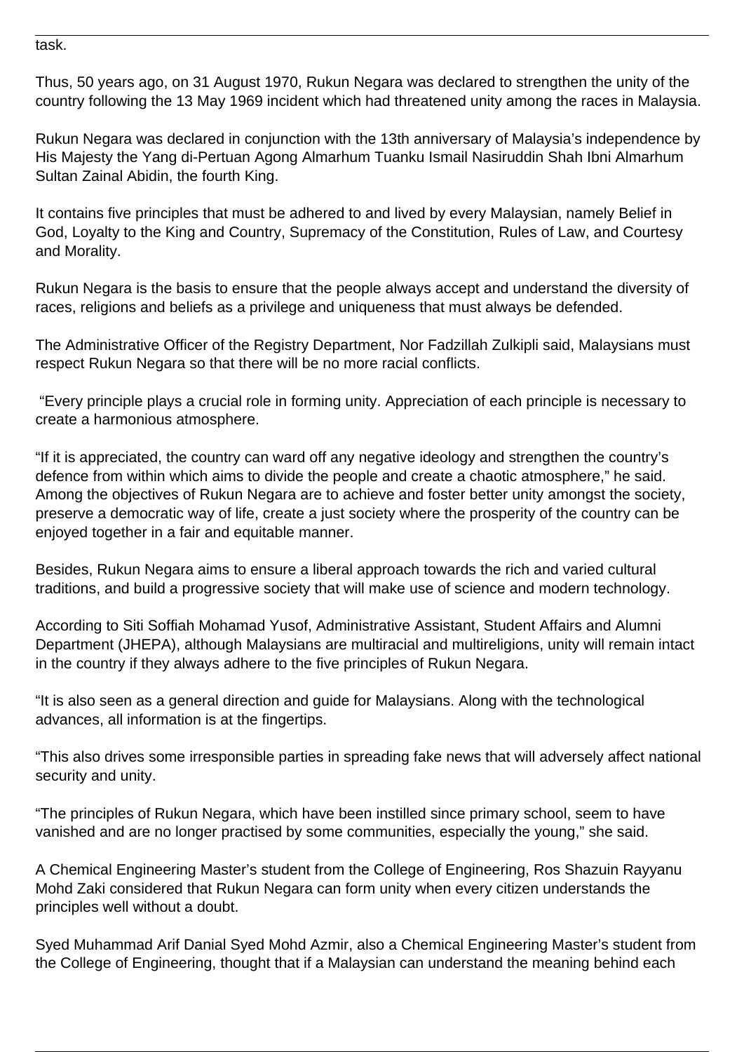task.

Thus, 50 years ago, on 31 August 1970, Rukun Negara was declared to strengthen the unity of the country following the 13 May 1969 incident which had threatened unity among the races in Malaysia.

Rukun Negara was declared in conjunction with the 13th anniversary of Malaysia's independence by His Majesty the Yang di-Pertuan Agong Almarhum Tuanku Ismail Nasiruddin Shah Ibni Almarhum Sultan Zainal Abidin, the fourth King.

It contains five principles that must be adhered to and lived by every Malaysian, namely Belief in God, Loyalty to the King and Country, Supremacy of the Constitution, Rules of Law, and Courtesy and Morality.

Rukun Negara is the basis to ensure that the people always accept and understand the diversity of races, religions and beliefs as a privilege and uniqueness that must always be defended.

The Administrative Officer of the Registry Department, Nor Fadzillah Zulkipli said, Malaysians must respect Rukun Negara so that there will be no more racial conflicts.

"Every principle plays a crucial role in forming unity. Appreciation of each principle is necessary to create a harmonious atmosphere.

"If it is appreciated, the country can ward off any negative ideology and strengthen the country's defence from within which aims to divide the people and create a chaotic atmosphere," he said. Among the objectives of Rukun Negara are to achieve and foster better unity amongst the society, preserve a democratic way of life, create a just society where the prosperity of the country can be enjoyed together in a fair and equitable manner.

Besides, Rukun Negara aims to ensure a liberal approach towards the rich and varied cultural traditions, and build a progressive society that will make use of science and modern technology.

According to Siti Soffiah Mohamad Yusof, Administrative Assistant, Student Affairs and Alumni Department (JHEPA), although Malaysians are multiracial and multireligions, unity will remain intact in the country if they always adhere to the five principles of Rukun Negara.

"It is also seen as a general direction and guide for Malaysians. Along with the technological advances, all information is at the fingertips.

"This also drives some irresponsible parties in spreading fake news that will adversely affect national security and unity.

"The principles of Rukun Negara, which have been instilled since primary school, seem to have vanished and are no longer practised by some communities, especially the young," she said.

A Chemical Engineering Master's student from the College of Engineering, Ros Shazuin Rayyanu Mohd Zaki considered that Rukun Negara can form unity when every citizen understands the principles well without a doubt.

Syed Muhammad Arif Danial Syed Mohd Azmir, also a Chemical Engineering Master's student from the College of Engineering, thought that if a Malaysian can understand the meaning behind each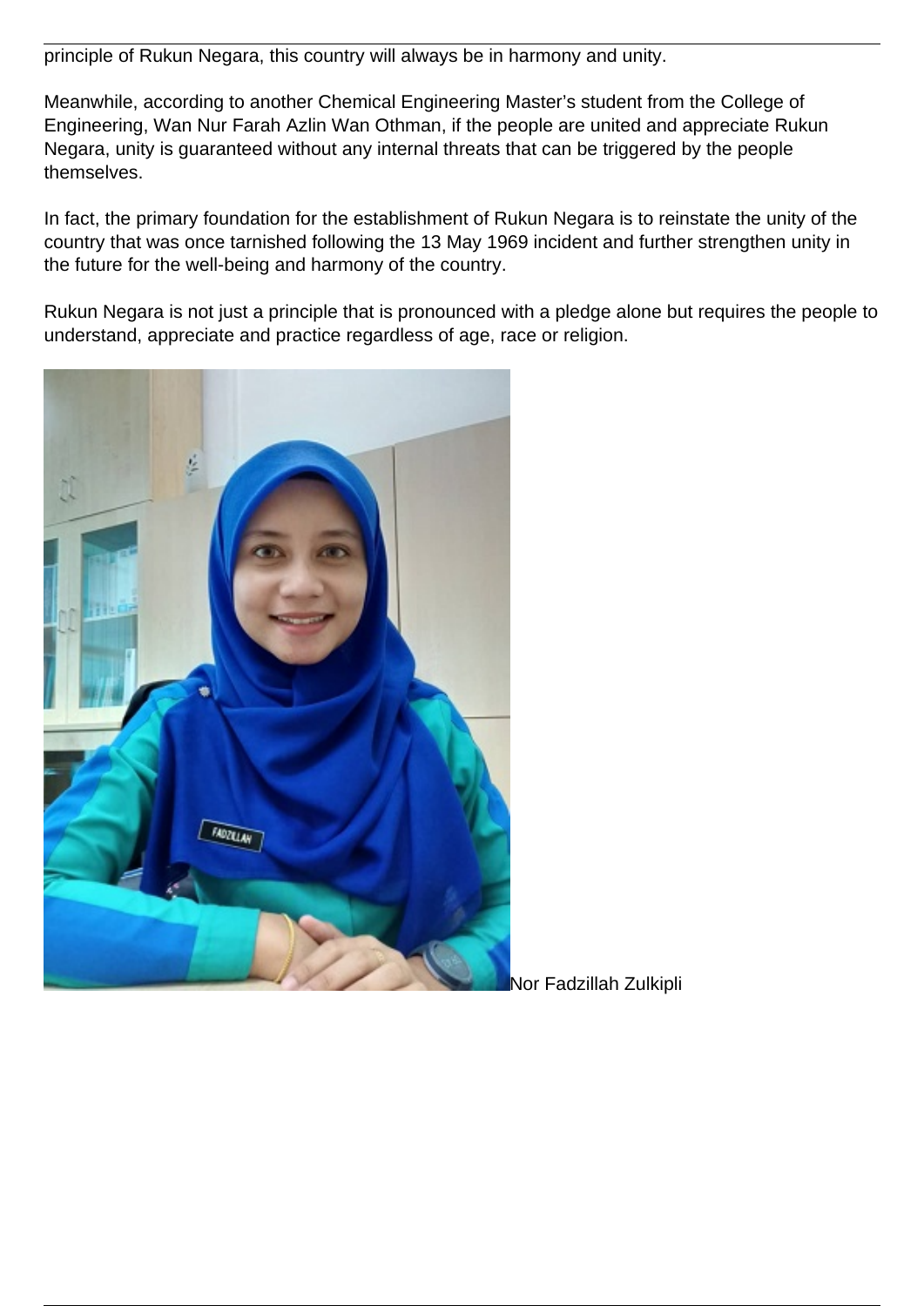principle of Rukun Negara, this country will always be in harmony and unity.

Meanwhile, according to another Chemical Engineering Master's student from the College of Engineering, Wan Nur Farah Azlin Wan Othman, if the people are united and appreciate Rukun Negara, unity is guaranteed without any internal threats that can be triggered by the people themselves.

In fact, the primary foundation for the establishment of Rukun Negara is to reinstate the unity of the country that was once tarnished following the 13 May 1969 incident and further strengthen unity in the future for the well-being and harmony of the country.

Rukun Negara is not just a principle that is pronounced with a pledge alone but requires the people to understand, appreciate and practice regardless of age, race or religion.

Nor Fadzillah Zulkipli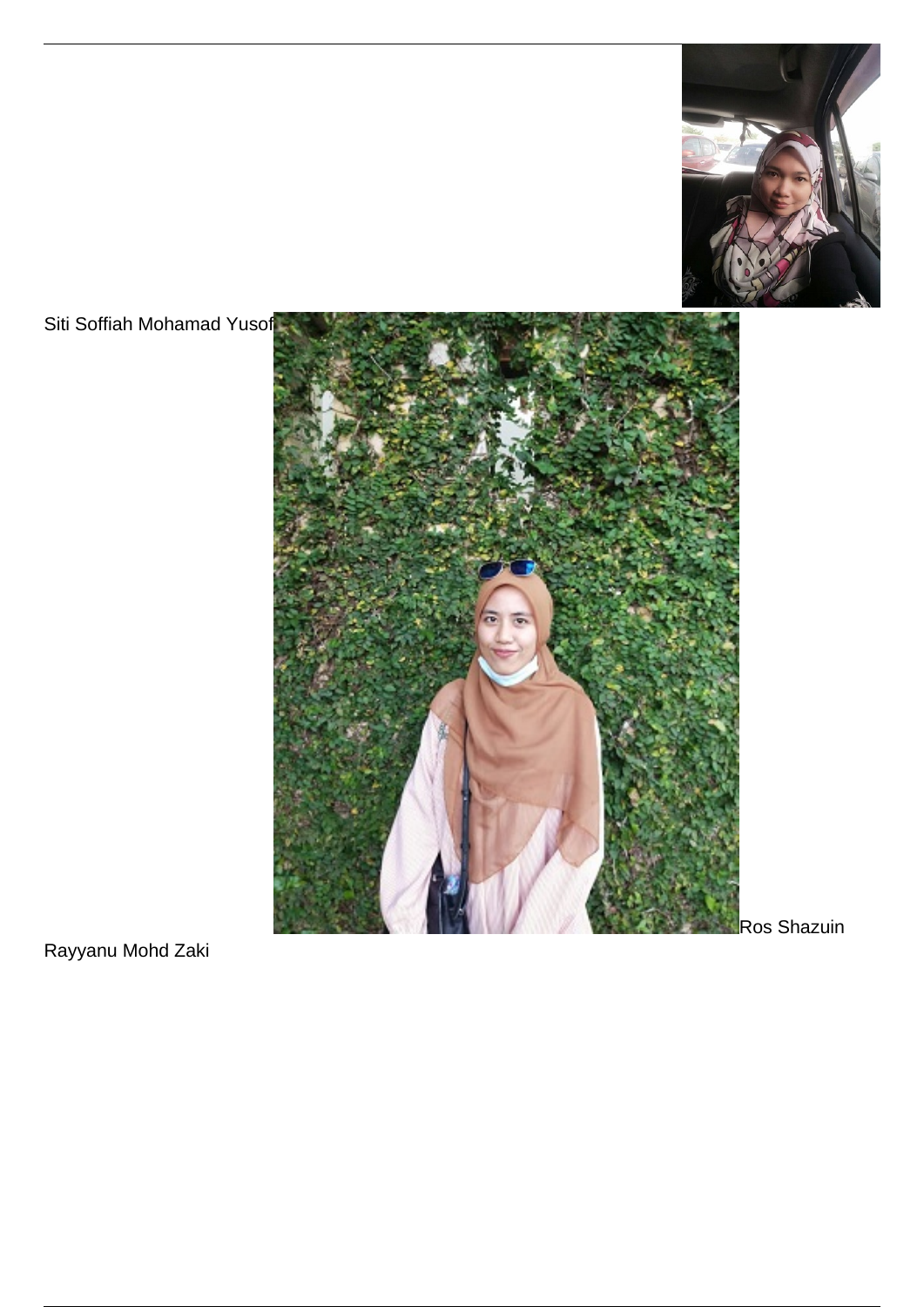Siti Soffiah Mohamad Yusof

Ros Shazuin Rayyanu Mohd Zaki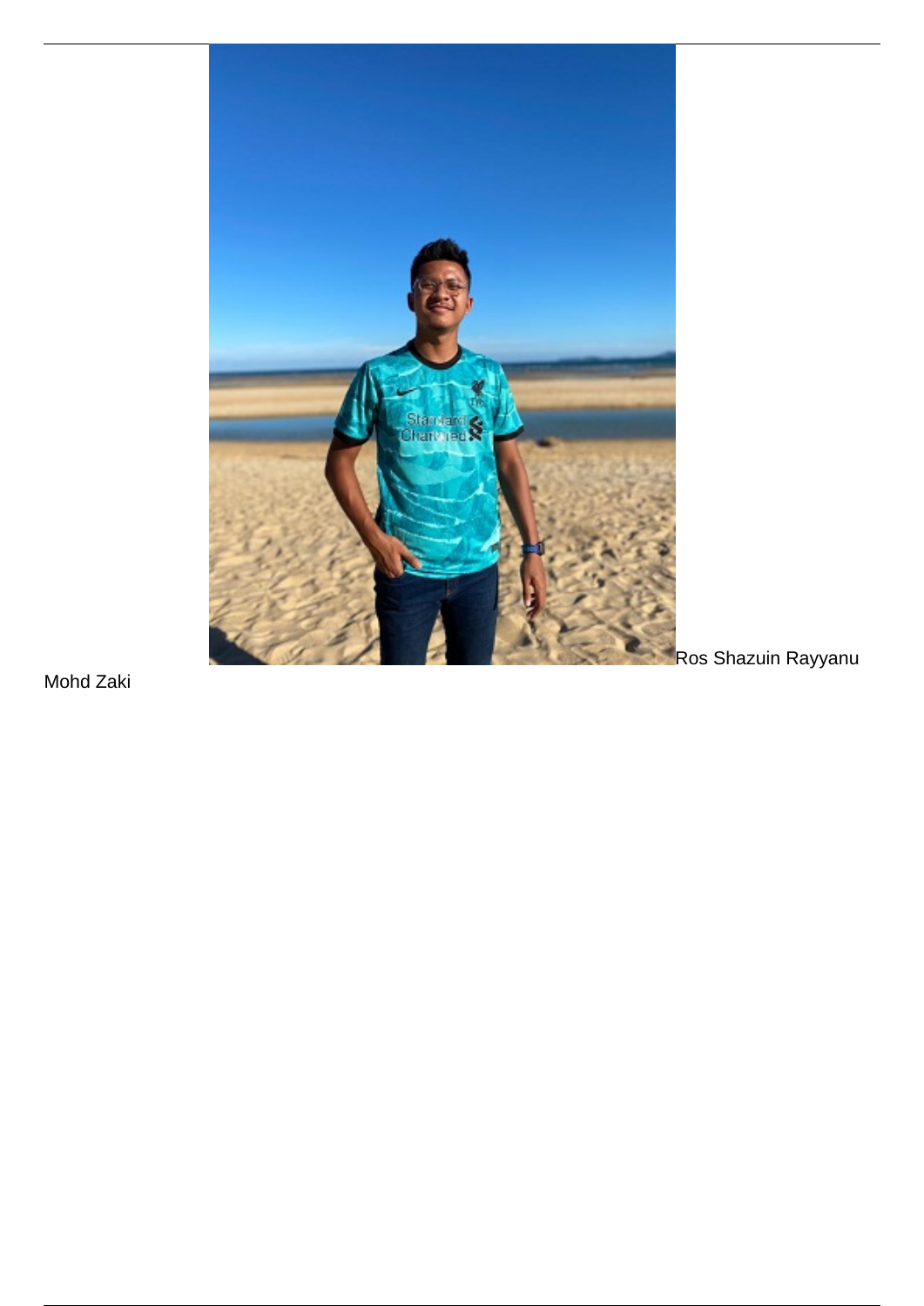Ros Shazuin Rayyanu Mohd Zaki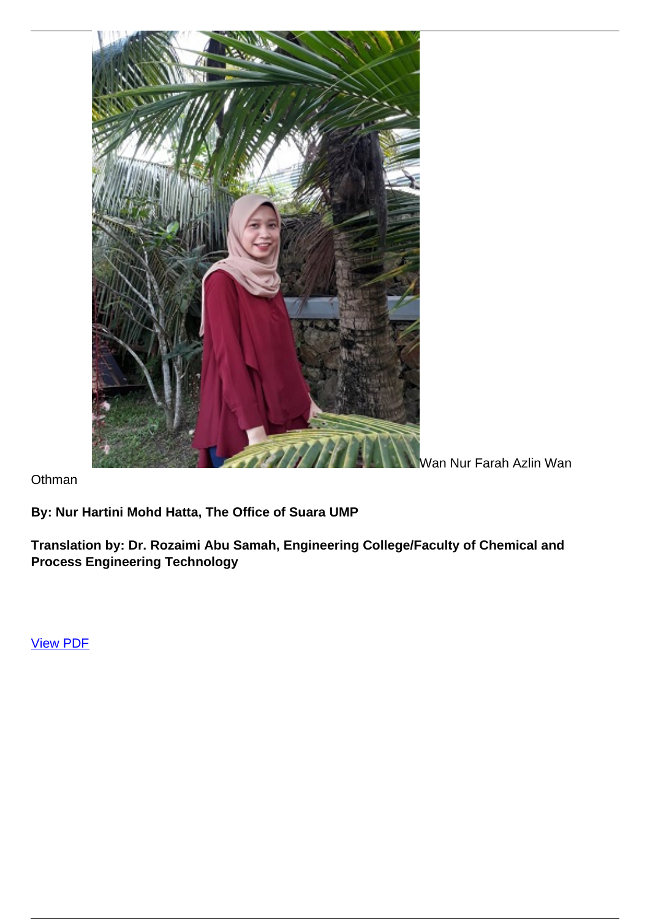Wan Nur Farah Azlin Wan Othman

**By: Nur Hartini Mohd Hatta, The Office of Suara UMP**

**Translation by: Dr. Rozaimi Abu Samah, Engineering College/Faculty of Chemical and Process Engineering Technology**

[View PDF]